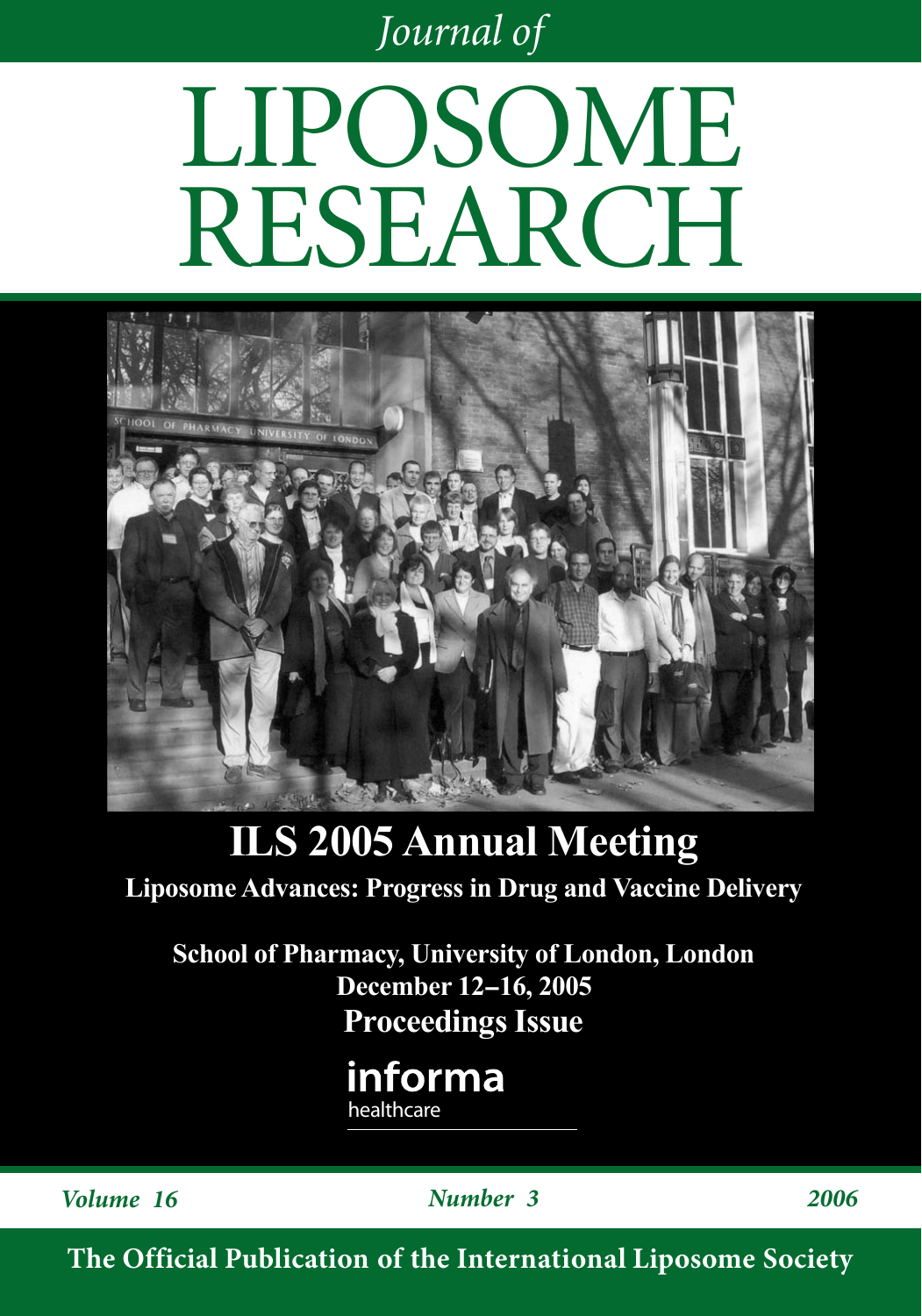*Journal of*

# LIPOSOME RESEARCH

## ILS 2005 Annual Meeting

**Liposome Advances: Progress in Drug and Vaccine Delivery**

**School of Pharmacy, University of London, London**
**December 12–16, 2005**
**Proceedings Issue**

informa
healthcare

*Volume 16* *Number 3* *2006*

**The Official Publication of the International Liposome Society**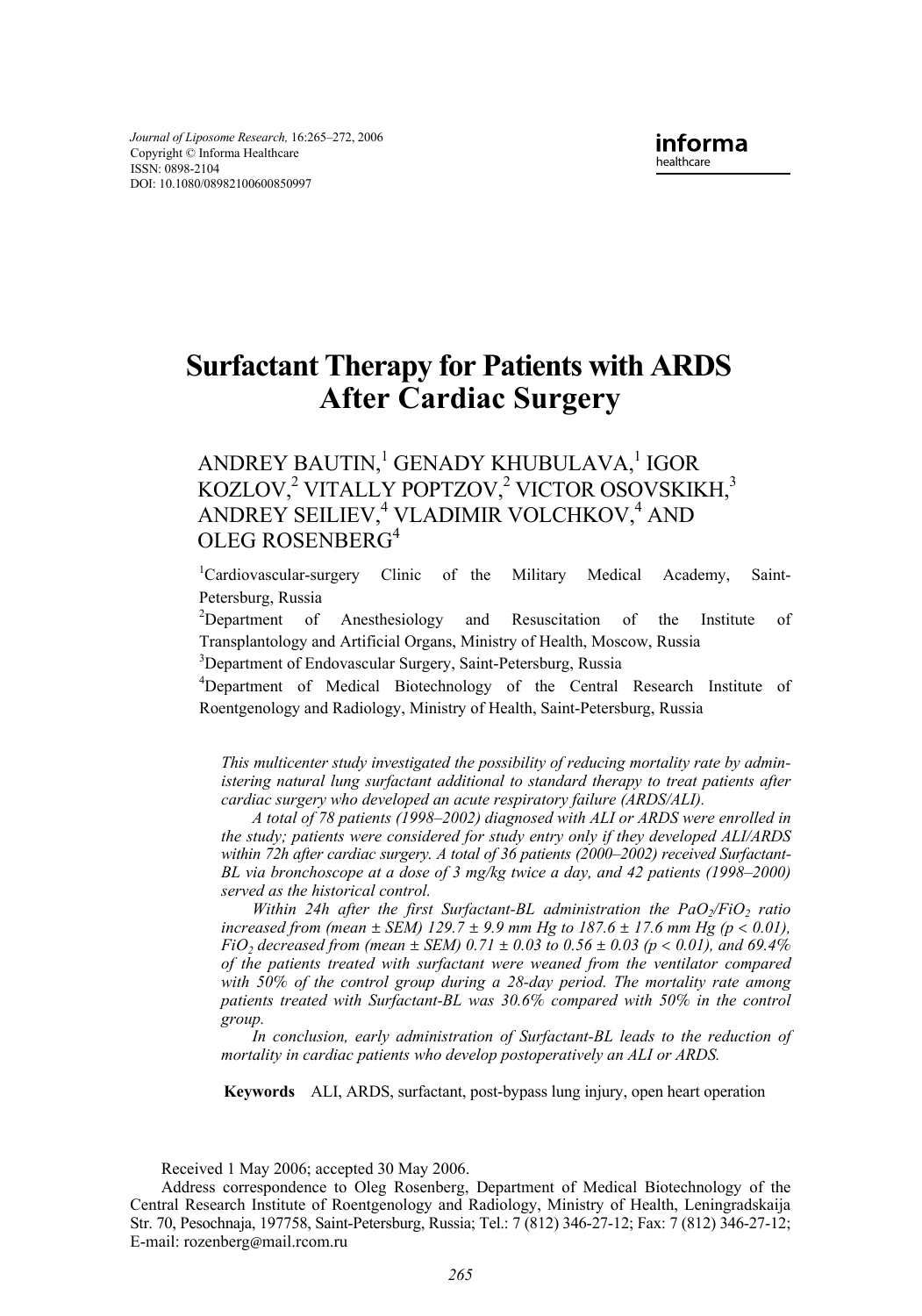# Surfactant Therapy for Patients with ARDS After Cardiac Surgery

ANDREY BAUTIN,[1] GENADY KHUBULAVA,[1] IGOR KOZLOV,[2] VITALLY POPTZOV,[2] VICTOR OSOVSKIKH,[3] ANDREY SEILIEV,[4] VLADIMIR VOLCHKOV,[4] AND OLEG ROSENBERG[4]

[1]Cardiovascular-surgery Clinic of the Military Medical Academy, Saint-Petersburg, Russia

[2]Department of Anesthesiology and Resuscitation of the Institute of Transplantology and Artificial Organs, Ministry of Health, Moscow, Russia

[3]Department of Endovascular Surgery, Saint-Petersburg, Russia

[4]Department of Medical Biotechnology of the Central Research Institute of Roentgenology and Radiology, Ministry of Health, Saint-Petersburg, Russia

*This multicenter study investigated the possibility of reducing mortality rate by administering natural lung surfactant additional to standard therapy to treat patients after cardiac surgery who developed an acute respiratory failure (ARDS/ALI).*

*A total of 78 patients (1998–2002) diagnosed with ALI or ARDS were enrolled in the study; patients were considered for study entry only if they developed ALI/ARDS within 72h after cardiac surgery. A total of 36 patients (2000–2002) received Surfactant-BL via bronchoscope at a dose of 3 mg/kg twice a day, and 42 patients (1998–2000) served as the historical control.*

*Within 24h after the first Surfactant-BL administration the $PaO_2/FiO_2$ ratio increased from (mean ± SEM) 129.7 ± 9.9 mm Hg to 187.6 ± 17.6 mm Hg ($p < 0.01$), $FiO_2$ decreased from (mean ± SEM) 0.71 ± 0.03 to 0.56 ± 0.03 ($p < 0.01$), and 69.4% of the patients treated with surfactant were weaned from the ventilator compared with 50% of the control group during a 28-day period. The mortality rate among patients treated with Surfactant-BL was 30.6% compared with 50% in the control group.*

*In conclusion, early administration of Surfactant-BL leads to the reduction of mortality in cardiac patients who develop postoperatively an ALI or ARDS.*

**Keywords** ALI, ARDS, surfactant, post-bypass lung injury, open heart operation

Received 1 May 2006; accepted 30 May 2006.

Address correspondence to Oleg Rosenberg, Department of Medical Biotechnology of the Central Research Institute of Roentgenology and Radiology, Ministry of Health, Leningradskaija Str. 70, Pesochnaja, 197758, Saint-Petersburg, Russia; Tel.: 7 (812) 346-27-12; Fax: 7 (812) 346-27-12; E-mail: rozenberg@mail.rcom.ru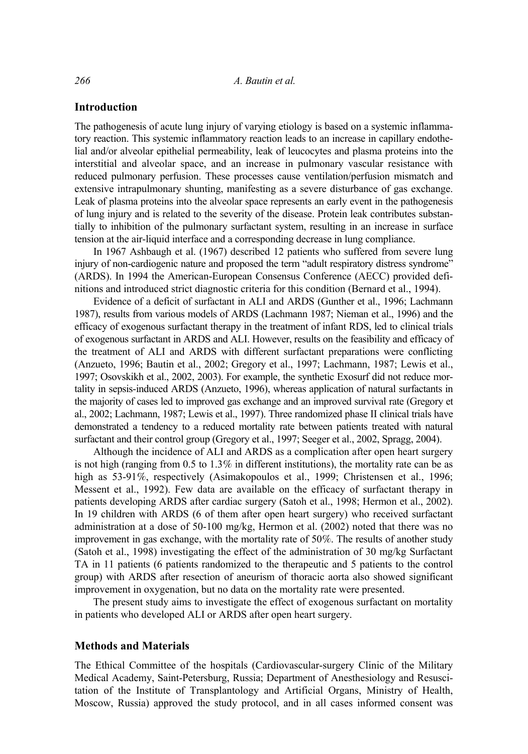## Introduction

The pathogenesis of acute lung injury of varying etiology is based on a systemic inflammatory reaction. This systemic inflammatory reaction leads to an increase in capillary endothelial and/or alveolar epithelial permeability, leak of leucocytes and plasma proteins into the interstitial and alveolar space, and an increase in pulmonary vascular resistance with reduced pulmonary perfusion. These processes cause ventilation/perfusion mismatch and extensive intrapulmonary shunting, manifesting as a severe disturbance of gas exchange. Leak of plasma proteins into the alveolar space represents an early event in the pathogenesis of lung injury and is related to the severity of the disease. Protein leak contributes substantially to inhibition of the pulmonary surfactant system, resulting in an increase in surface tension at the air-liquid interface and a corresponding decrease in lung compliance.

In 1967 Ashbaugh et al. (1967) described 12 patients who suffered from severe lung injury of non-cardiogenic nature and proposed the term "adult respiratory distress syndrome" (ARDS). In 1994 the American-European Consensus Conference (AECC) provided definitions and introduced strict diagnostic criteria for this condition (Bernard et al., 1994).

Evidence of a deficit of surfactant in ALI and ARDS (Gunther et al., 1996; Lachmann 1987), results from various models of ARDS (Lachmann 1987; Nieman et al., 1996) and the efficacy of exogenous surfactant therapy in the treatment of infant RDS, led to clinical trials of exogenous surfactant in ARDS and ALI. However, results on the feasibility and efficacy of the treatment of ALI and ARDS with different surfactant preparations were conflicting (Anzueto, 1996; Bautin et al., 2002; Gregory et al., 1997; Lachmann, 1987; Lewis et al., 1997; Osovskikh et al., 2002, 2003). For example, the synthetic Exosurf did not reduce mortality in sepsis-induced ARDS (Anzueto, 1996), whereas application of natural surfactants in the majority of cases led to improved gas exchange and an improved survival rate (Gregory et al., 2002; Lachmann, 1987; Lewis et al., 1997). Three randomized phase II clinical trials have demonstrated a tendency to a reduced mortality rate between patients treated with natural surfactant and their control group (Gregory et al., 1997; Seeger et al., 2002, Spragg, 2004).

Although the incidence of ALI and ARDS as a complication after open heart surgery is not high (ranging from 0.5 to 1.3% in different institutions), the mortality rate can be as high as 53-91%, respectively (Asimakopoulos et al., 1999; Christensen et al., 1996; Messent et al., 1992). Few data are available on the efficacy of surfactant therapy in patients developing ARDS after cardiac surgery (Satoh et al., 1998; Hermon et al., 2002). In 19 children with ARDS (6 of them after open heart surgery) who received surfactant administration at a dose of 50-100 mg/kg, Hermon et al. (2002) noted that there was no improvement in gas exchange, with the mortality rate of 50%. The results of another study (Satoh et al., 1998) investigating the effect of the administration of 30 mg/kg Surfactant TA in 11 patients (6 patients randomized to the therapeutic and 5 patients to the control group) with ARDS after resection of aneurism of thoracic aorta also showed significant improvement in oxygenation, but no data on the mortality rate were presented.

The present study aims to investigate the effect of exogenous surfactant on mortality in patients who developed ALI or ARDS after open heart surgery.

## Methods and Materials

The Ethical Committee of the hospitals (Cardiovascular-surgery Clinic of the Military Medical Academy, Saint-Petersburg, Russia; Department of Anesthesiology and Resuscitation of the Institute of Transplantology and Artificial Organs, Ministry of Health, Moscow, Russia) approved the study protocol, and in all cases informed consent was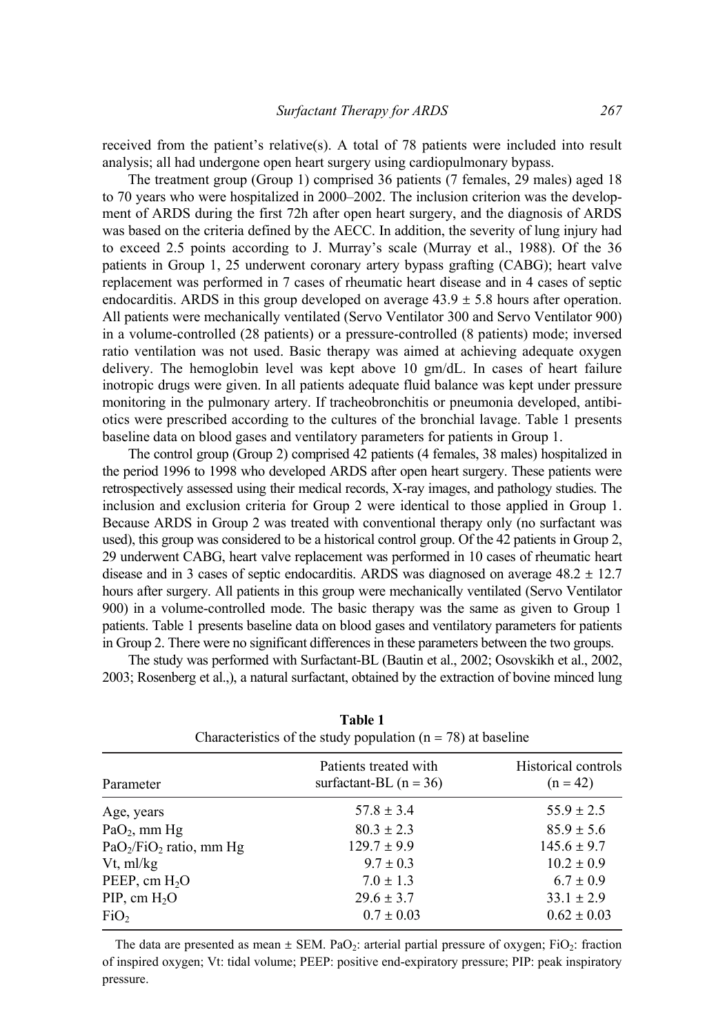received from the patient's relative(s). A total of 78 patients were included into result analysis; all had undergone open heart surgery using cardiopulmonary bypass.

The treatment group (Group 1) comprised 36 patients (7 females, 29 males) aged 18 to 70 years who were hospitalized in 2000–2002. The inclusion criterion was the development of ARDS during the first 72h after open heart surgery, and the diagnosis of ARDS was based on the criteria defined by the AECC. In addition, the severity of lung injury had to exceed 2.5 points according to J. Murray's scale (Murray et al., 1988). Of the 36 patients in Group 1, 25 underwent coronary artery bypass grafting (CABG); heart valve replacement was performed in 7 cases of rheumatic heart disease and in 4 cases of septic endocarditis. ARDS in this group developed on average 43.9 ± 5.8 hours after operation. All patients were mechanically ventilated (Servo Ventilator 300 and Servo Ventilator 900) in a volume-controlled (28 patients) or a pressure-controlled (8 patients) mode; inversed ratio ventilation was not used. Basic therapy was aimed at achieving adequate oxygen delivery. The hemoglobin level was kept above 10 gm/dL. In cases of heart failure inotropic drugs were given. In all patients adequate fluid balance was kept under pressure monitoring in the pulmonary artery. If tracheobronchitis or pneumonia developed, antibiotics were prescribed according to the cultures of the bronchial lavage. Table 1 presents baseline data on blood gases and ventilatory parameters for patients in Group 1.

The control group (Group 2) comprised 42 patients (4 females, 38 males) hospitalized in the period 1996 to 1998 who developed ARDS after open heart surgery. These patients were retrospectively assessed using their medical records, X-ray images, and pathology studies. The inclusion and exclusion criteria for Group 2 were identical to those applied in Group 1. Because ARDS in Group 2 was treated with conventional therapy only (no surfactant was used), this group was considered to be a historical control group. Of the 42 patients in Group 2, 29 underwent CABG, heart valve replacement was performed in 10 cases of rheumatic heart disease and in 3 cases of septic endocarditis. ARDS was diagnosed on average 48.2 ± 12.7 hours after surgery. All patients in this group were mechanically ventilated (Servo Ventilator 900) in a volume-controlled mode. The basic therapy was the same as given to Group 1 patients. Table 1 presents baseline data on blood gases and ventilatory parameters for patients in Group 2. There were no significant differences in these parameters between the two groups.

The study was performed with Surfactant-BL (Bautin et al., 2002; Osovskikh et al., 2002, 2003; Rosenberg et al.,), a natural surfactant, obtained by the extraction of bovine minced lung

**Table 1**
Characteristics of the study population (n = 78) at baseline

| Parameter | Patients treated with surfactant-BL (n = 36) | Historical controls (n = 42) |
|---|---|---|
| Age, years | 57.8 ± 3.4 | 55.9 ± 2.5 |
| $PaO_2$, mm Hg | 80.3 ± 2.3 | 85.9 ± 5.6 |
| $PaO_2/FiO_2$ ratio, mm Hg | 129.7 ± 9.9 | 145.6 ± 9.7 |
| Vt, ml/kg | 9.7 ± 0.3 | 10.2 ± 0.9 |
| PEEP, cm $H_2O$ | 7.0 ± 1.3 | 6.7 ± 0.9 |
| PIP, cm $H_2O$ | 29.6 ± 3.7 | 33.1 ± 2.9 |
| $FiO_2$ | 0.7 ± 0.03 | 0.62 ± 0.03 |

The data are presented as mean ± SEM. $PaO_2$: arterial partial pressure of oxygen; $FiO_2$: fraction of inspired oxygen; Vt: tidal volume; PEEP: positive end-expiratory pressure; PIP: peak inspiratory pressure.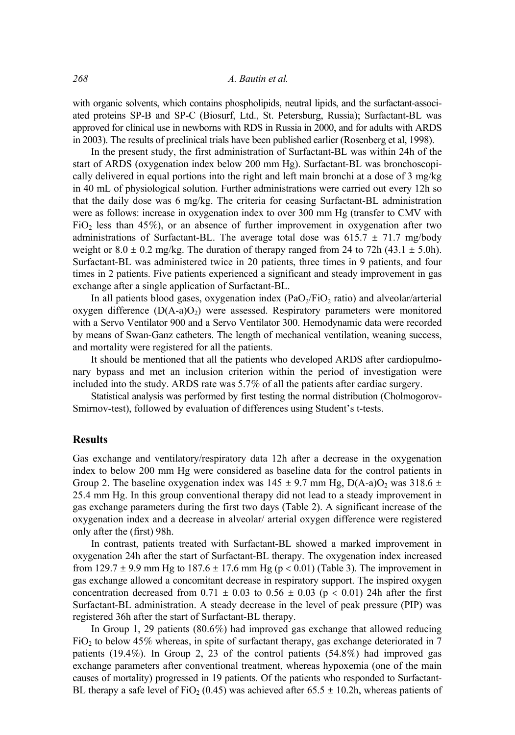with organic solvents, which contains phospholipids, neutral lipids, and the surfactant-associated proteins SP-B and SP-C (Biosurf, Ltd., St. Petersburg, Russia); Surfactant-BL was approved for clinical use in newborns with RDS in Russia in 2000, and for adults with ARDS in 2003). The results of preclinical trials have been published earlier (Rosenberg et al, 1998).

In the present study, the first administration of Surfactant-BL was within 24h of the start of ARDS (oxygenation index below 200 mm Hg). Surfactant-BL was bronchoscopically delivered in equal portions into the right and left main bronchi at a dose of 3 mg/kg in 40 mL of physiological solution. Further administrations were carried out every 12h so that the daily dose was 6 mg/kg. The criteria for ceasing Surfactant-BL administration were as follows: increase in oxygenation index to over 300 mm Hg (transfer to CMV with $FiO_2$ less than 45%), or an absence of further improvement in oxygenation after two administrations of Surfactant-BL. The average total dose was $615.7 \pm 71.7$ mg/body weight or $8.0 \pm 0.2$ mg/kg. The duration of therapy ranged from 24 to 72h ($43.1 \pm 5.0$h). Surfactant-BL was administered twice in 20 patients, three times in 9 patients, and four times in 2 patients. Five patients experienced a significant and steady improvement in gas exchange after a single application of Surfactant-BL.

In all patients blood gases, oxygenation index ($PaO_2/FiO_2$ ratio) and alveolar/arterial oxygen difference ($D(A\text{-}a)O_2$) were assessed. Respiratory parameters were monitored with a Servo Ventilator 900 and a Servo Ventilator 300. Hemodynamic data were recorded by means of Swan-Ganz catheters. The length of mechanical ventilation, weaning success, and mortality were registered for all the patients.

It should be mentioned that all the patients who developed ARDS after cardiopulmonary bypass and met an inclusion criterion within the period of investigation were included into the study. ARDS rate was 5.7% of all the patients after cardiac surgery.

Statistical analysis was performed by first testing the normal distribution (Cholmogorov-Smirnov-test), followed by evaluation of differences using Student's t-tests.

## Results

Gas exchange and ventilatory/respiratory data 12h after a decrease in the oxygenation index to below 200 mm Hg were considered as baseline data for the control patients in Group 2. The baseline oxygenation index was $145 \pm 9.7$ mm Hg, $D(A\text{-}a)O_2$ was $318.6 \pm 25.4$ mm Hg. In this group conventional therapy did not lead to a steady improvement in gas exchange parameters during the first two days (Table 2). A significant increase of the oxygenation index and a decrease in alveolar/ arterial oxygen difference were registered only after the (first) 98h.

In contrast, patients treated with Surfactant-BL showed a marked improvement in oxygenation 24h after the start of Surfactant-BL therapy. The oxygenation index increased from $129.7 \pm 9.9$ mm Hg to $187.6 \pm 17.6$ mm Hg ($p < 0.01$) (Table 3). The improvement in gas exchange allowed a concomitant decrease in respiratory support. The inspired oxygen concentration decreased from $0.71 \pm 0.03$ to $0.56 \pm 0.03$ ($p < 0.01$) 24h after the first Surfactant-BL administration. A steady decrease in the level of peak pressure (PIP) was registered 36h after the start of Surfactant-BL therapy.

In Group 1, 29 patients (80.6%) had improved gas exchange that allowed reducing $FiO_2$ to below 45% whereas, in spite of surfactant therapy, gas exchange deteriorated in 7 patients (19.4%). In Group 2, 23 of the control patients (54.8%) had improved gas exchange parameters after conventional treatment, whereas hypoxemia (one of the main causes of mortality) progressed in 19 patients. Of the patients who responded to Surfactant-BL therapy a safe level of $FiO_2$ (0.45) was achieved after $65.5 \pm 10.2$h, whereas patients of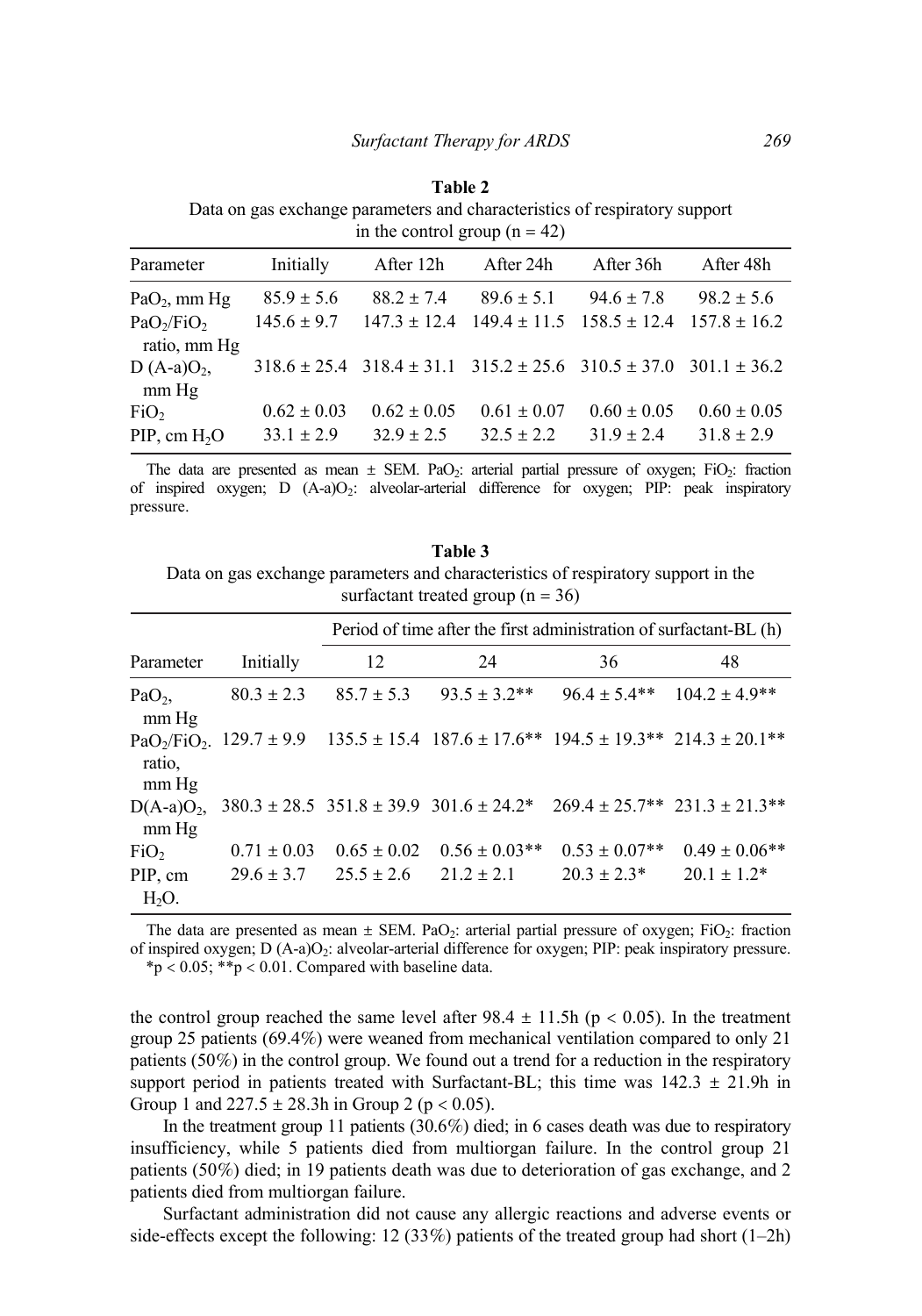**Table 2**

Data on gas exchange parameters and characteristics of respiratory support in the control group (n = 42)

| Parameter | Initially | After 12h | After 24h | After 36h | After 48h |
|---|---|---|---|---|---|
| $PaO_2$, mm Hg | 85.9 ± 5.6 | 88.2 ± 7.4 | 89.6 ± 5.1 | 94.6 ± 7.8 | 98.2 ± 5.6 |
| $PaO_2/FiO_2$ ratio, mm Hg | 145.6 ± 9.7 | 147.3 ± 12.4 | 149.4 ± 11.5 | 158.5 ± 12.4 | 157.8 ± 16.2 |
| D $(A\text{-}a)O_2$, mm Hg | 318.6 ± 25.4 | 318.4 ± 31.1 | 315.2 ± 25.6 | 310.5 ± 37.0 | 301.1 ± 36.2 |
| $FiO_2$ | 0.62 ± 0.03 | 0.62 ± 0.05 | 0.61 ± 0.07 | 0.60 ± 0.05 | 0.60 ± 0.05 |
| PIP, cm $H_2O$ | 33.1 ± 2.9 | 32.9 ± 2.5 | 32.5 ± 2.2 | 31.9 ± 2.4 | 31.8 ± 2.9 |

The data are presented as mean ± SEM. $PaO_2$: arterial partial pressure of oxygen; $FiO_2$: fraction of inspired oxygen; D $(A\text{-}a)O_2$: alveolar-arterial difference for oxygen; PIP: peak inspiratory pressure.

**Table 3**

Data on gas exchange parameters and characteristics of respiratory support in the surfactant treated group (n = 36)

| | | Period of time after the first administration of surfactant-BL (h) | | | |
|---|---|---|---|---|---|
| Parameter | Initially | 12 | 24 | 36 | 48 |
| $PaO_2$, mm Hg | 80.3 ± 2.3 | 85.7 ± 5.3 | 93.5 ± 3.2** | 96.4 ± 5.4** | 104.2 ± 4.9** |
| $PaO_2/FiO_2$. ratio, mm Hg | 129.7 ± 9.9 | 135.5 ± 15.4 | 187.6 ± 17.6** | 194.5 ± 19.3** | 214.3 ± 20.1** |
| $D(A\text{-}a)O_2$, mm Hg | 380.3 ± 28.5 | 351.8 ± 39.9 | 301.6 ± 24.2* | 269.4 ± 25.7** | 231.3 ± 21.3** |
| $FiO_2$ | 0.71 ± 0.03 | 0.65 ± 0.02 | 0.56 ± 0.03** | 0.53 ± 0.07** | 0.49 ± 0.06** |
| PIP, cm $H_2O$. | 29.6 ± 3.7 | 25.5 ± 2.6 | 21.2 ± 2.1 | 20.3 ± 2.3* | 20.1 ± 1.2* |

The data are presented as mean ± SEM. $PaO_2$: arterial partial pressure of oxygen; $FiO_2$: fraction of inspired oxygen; D $(A\text{-}a)O_2$: alveolar-arterial difference for oxygen; PIP: peak inspiratory pressure.
*$p < 0.05$; **$p < 0.01$. Compared with baseline data.

the control group reached the same level after 98.4 ± 11.5h ($p < 0.05$). In the treatment group 25 patients (69.4%) were weaned from mechanical ventilation compared to only 21 patients (50%) in the control group. We found out a trend for a reduction in the respiratory support period in patients treated with Surfactant-BL; this time was 142.3 ± 21.9h in Group 1 and 227.5 ± 28.3h in Group 2 ($p < 0.05$).

In the treatment group 11 patients (30.6%) died; in 6 cases death was due to respiratory insufficiency, while 5 patients died from multiorgan failure. In the control group 21 patients (50%) died; in 19 patients death was due to deterioration of gas exchange, and 2 patients died from multiorgan failure.

Surfactant administration did not cause any allergic reactions and adverse events or side-effects except the following: 12 (33%) patients of the treated group had short (1–2h)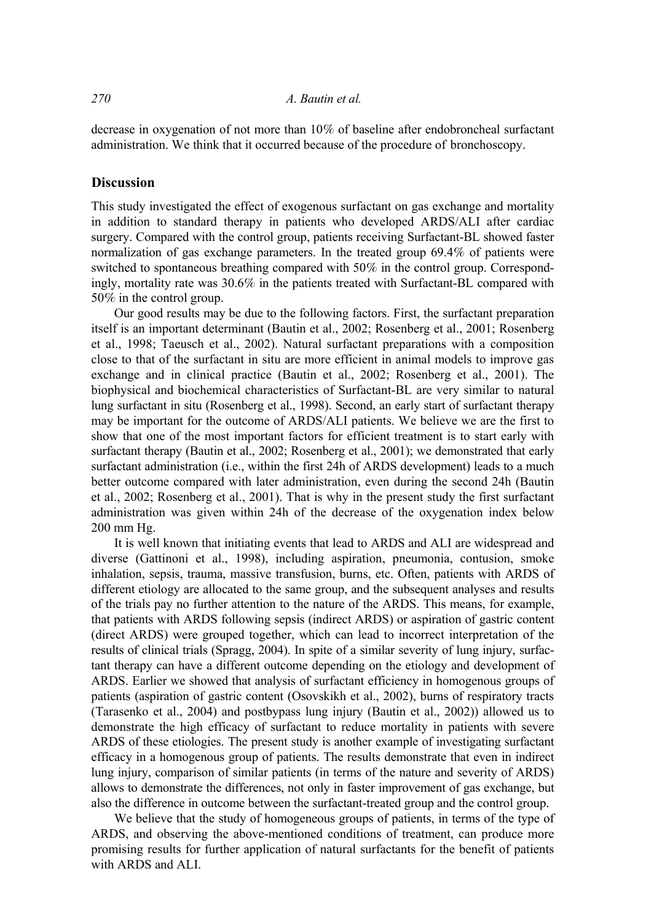decrease in oxygenation of not more than 10% of baseline after endobroncheal surfactant administration. We think that it occurred because of the procedure of bronchoscopy.

## Discussion

This study investigated the effect of exogenous surfactant on gas exchange and mortality in addition to standard therapy in patients who developed ARDS/ALI after cardiac surgery. Compared with the control group, patients receiving Surfactant-BL showed faster normalization of gas exchange parameters. In the treated group 69.4% of patients were switched to spontaneous breathing compared with 50% in the control group. Correspondingly, mortality rate was 30.6% in the patients treated with Surfactant-BL compared with 50% in the control group.

Our good results may be due to the following factors. First, the surfactant preparation itself is an important determinant (Bautin et al., 2002; Rosenberg et al., 2001; Rosenberg et al., 1998; Taeusch et al., 2002). Natural surfactant preparations with a composition close to that of the surfactant in situ are more efficient in animal models to improve gas exchange and in clinical practice (Bautin et al., 2002; Rosenberg et al., 2001). The biophysical and biochemical characteristics of Surfactant-BL are very similar to natural lung surfactant in situ (Rosenberg et al., 1998). Second, an early start of surfactant therapy may be important for the outcome of ARDS/ALI patients. We believe we are the first to show that one of the most important factors for efficient treatment is to start early with surfactant therapy (Bautin et al., 2002; Rosenberg et al., 2001); we demonstrated that early surfactant administration (i.e., within the first 24h of ARDS development) leads to a much better outcome compared with later administration, even during the second 24h (Bautin et al., 2002; Rosenberg et al., 2001). That is why in the present study the first surfactant administration was given within 24h of the decrease of the oxygenation index below 200 mm Hg.

It is well known that initiating events that lead to ARDS and ALI are widespread and diverse (Gattinoni et al., 1998), including aspiration, pneumonia, contusion, smoke inhalation, sepsis, trauma, massive transfusion, burns, etc. Often, patients with ARDS of different etiology are allocated to the same group, and the subsequent analyses and results of the trials pay no further attention to the nature of the ARDS. This means, for example, that patients with ARDS following sepsis (indirect ARDS) or aspiration of gastric content (direct ARDS) were grouped together, which can lead to incorrect interpretation of the results of clinical trials (Spragg, 2004). In spite of a similar severity of lung injury, surfactant therapy can have a different outcome depending on the etiology and development of ARDS. Earlier we showed that analysis of surfactant efficiency in homogenous groups of patients (aspiration of gastric content (Osovskikh et al., 2002), burns of respiratory tracts (Tarasenko et al., 2004) and postbypass lung injury (Bautin et al., 2002)) allowed us to demonstrate the high efficacy of surfactant to reduce mortality in patients with severe ARDS of these etiologies. The present study is another example of investigating surfactant efficacy in a homogenous group of patients. The results demonstrate that even in indirect lung injury, comparison of similar patients (in terms of the nature and severity of ARDS) allows to demonstrate the differences, not only in faster improvement of gas exchange, but also the difference in outcome between the surfactant-treated group and the control group.

We believe that the study of homogeneous groups of patients, in terms of the type of ARDS, and observing the above-mentioned conditions of treatment, can produce more promising results for further application of natural surfactants for the benefit of patients with ARDS and ALI.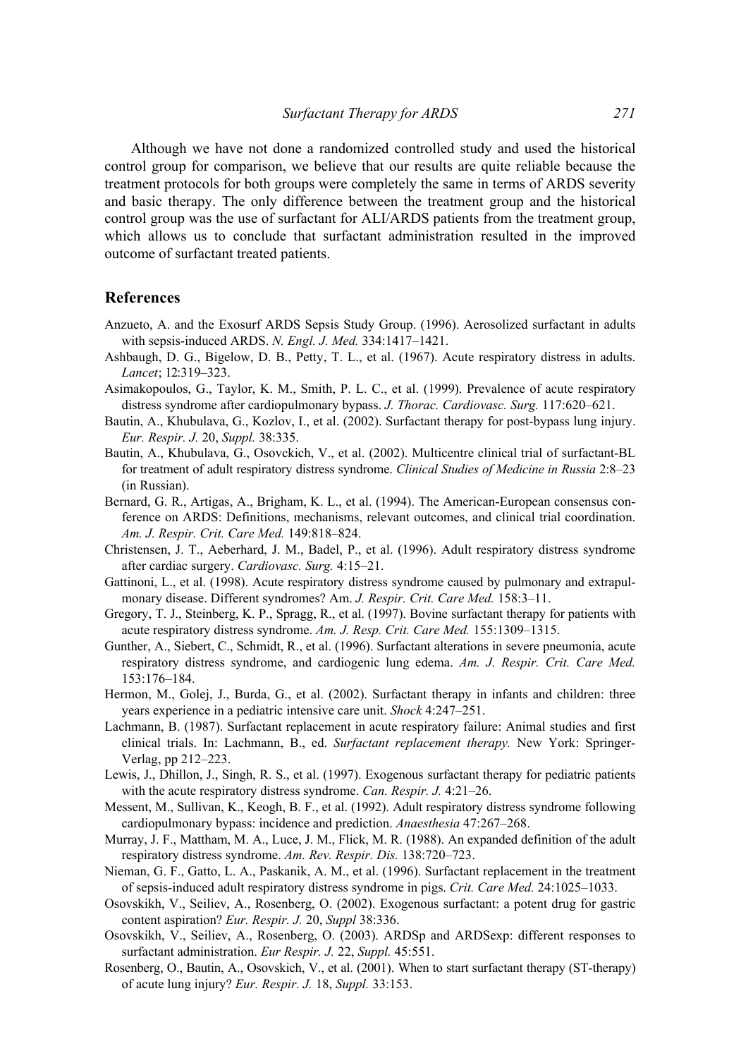Although we have not done a randomized controlled study and used the historical control group for comparison, we believe that our results are quite reliable because the treatment protocols for both groups were completely the same in terms of ARDS severity and basic therapy. The only difference between the treatment group and the historical control group was the use of surfactant for ALI/ARDS patients from the treatment group, which allows us to conclude that surfactant administration resulted in the improved outcome of surfactant treated patients.

## References

Anzueto, A. and the Exosurf ARDS Sepsis Study Group. (1996). Aerosolized surfactant in adults with sepsis-induced ARDS. *N. Engl. J. Med.* 334:1417–1421.

Ashbaugh, D. G., Bigelow, D. B., Petty, T. L., et al. (1967). Acute respiratory distress in adults. *Lancet*; 12:319–323.

Asimakopoulos, G., Taylor, K. M., Smith, P. L. C., et al. (1999). Prevalence of acute respiratory distress syndrome after cardiopulmonary bypass. *J. Thorac. Cardiovasc. Surg.* 117:620–621.

Bautin, A., Khubulava, G., Kozlov, I., et al. (2002). Surfactant therapy for post-bypass lung injury. *Eur. Respir. J.* 20, *Suppl.* 38:335.

Bautin, A., Khubulava, G., Osovckich, V., et al. (2002). Multicentre clinical trial of surfactant-BL for treatment of adult respiratory distress syndrome. *Clinical Studies of Medicine in Russia* 2:8–23 (in Russian).

Bernard, G. R., Artigas, A., Brigham, K. L., et al. (1994). The American-European consensus conference on ARDS: Definitions, mechanisms, relevant outcomes, and clinical trial coordination. *Am. J. Respir. Crit. Care Med.* 149:818–824.

Christensen, J. T., Aeberhard, J. M., Badel, P., et al. (1996). Adult respiratory distress syndrome after cardiac surgery. *Cardiovasc. Surg.* 4:15–21.

Gattinoni, L., et al. (1998). Acute respiratory distress syndrome caused by pulmonary and extrapulmonary disease. Different syndromes? Am. *J. Respir. Crit. Care Med.* 158:3–11.

Gregory, T. J., Steinberg, K. P., Spragg, R., et al. (1997). Bovine surfactant therapy for patients with acute respiratory distress syndrome. *Am. J. Resp. Crit. Care Med.* 155:1309–1315.

Gunther, A., Siebert, C., Schmidt, R., et al. (1996). Surfactant alterations in severe pneumonia, acute respiratory distress syndrome, and cardiogenic lung edema. *Am. J. Respir. Crit. Care Med.* 153:176–184.

Hermon, M., Golej, J., Burda, G., et al. (2002). Surfactant therapy in infants and children: three years experience in a pediatric intensive care unit. *Shock* 4:247–251.

Lachmann, B. (1987). Surfactant replacement in acute respiratory failure: Animal studies and first clinical trials. In: Lachmann, B., ed. *Surfactant replacement therapy.* New York: Springer-Verlag, pp 212–223.

Lewis, J., Dhillon, J., Singh, R. S., et al. (1997). Exogenous surfactant therapy for pediatric patients with the acute respiratory distress syndrome. *Can. Respir. J.* 4:21–26.

Messent, M., Sullivan, K., Keogh, B. F., et al. (1992). Adult respiratory distress syndrome following cardiopulmonary bypass: incidence and prediction. *Anaesthesia* 47:267–268.

Murray, J. F., Mattham, M. A., Luce, J. M., Flick, M. R. (1988). An expanded definition of the adult respiratory distress syndrome. *Am. Rev. Respir. Dis.* 138:720–723.

Nieman, G. F., Gatto, L. A., Paskanik, A. M., et al. (1996). Surfactant replacement in the treatment of sepsis-induced adult respiratory distress syndrome in pigs. *Crit. Care Med.* 24:1025–1033.

Osovskikh, V., Seiliev, A., Rosenberg, O. (2002). Exogenous surfactant: a potent drug for gastric content aspiration? *Eur. Respir. J.* 20, *Suppl* 38:336.

Osovskikh, V., Seiliev, A., Rosenberg, O. (2003). ARDSp and ARDSexp: different responses to surfactant administration. *Eur Respir. J.* 22, *Suppl.* 45:551.

Rosenberg, O., Bautin, A., Osovskich, V., et al. (2001). When to start surfactant therapy (ST-therapy) of acute lung injury? *Eur. Respir. J.* 18, *Suppl.* 33:153.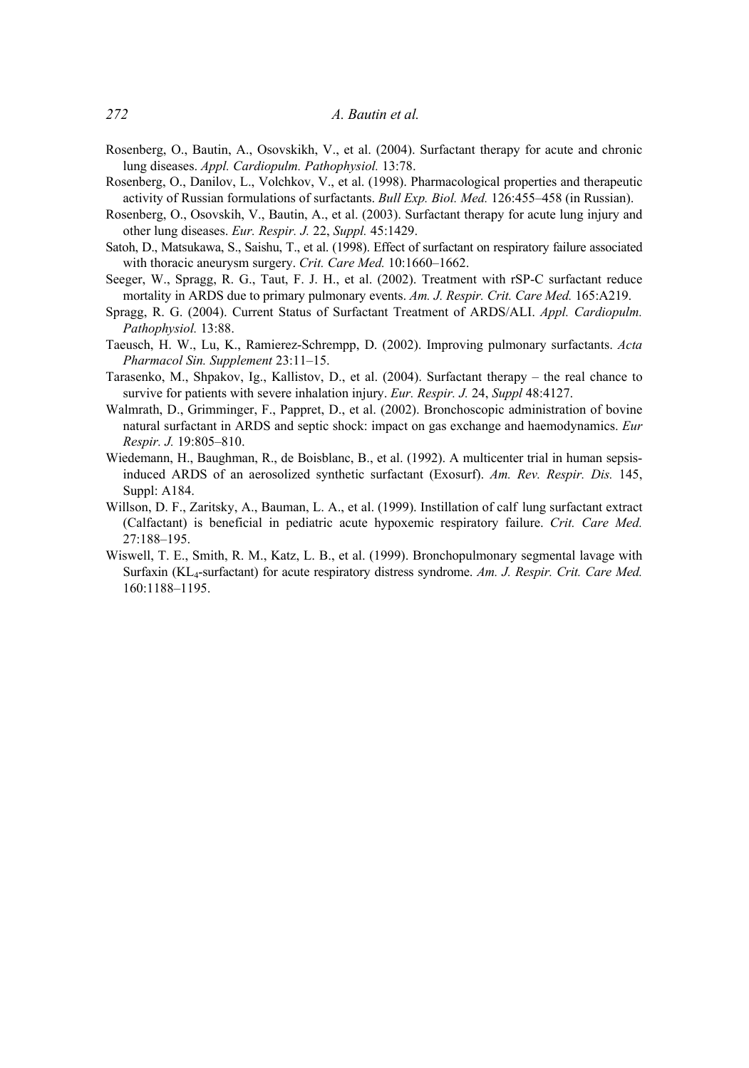Rosenberg, O., Bautin, A., Osovskikh, V., et al. (2004). Surfactant therapy for acute and chronic lung diseases. *Appl. Cardiopulm. Pathophysiol.* 13:78.

Rosenberg, O., Danilov, L., Volchkov, V., et al. (1998). Pharmacological properties and therapeutic activity of Russian formulations of surfactants. *Bull Exp. Biol. Med.* 126:455–458 (in Russian).

Rosenberg, O., Osovskih, V., Bautin, A., et al. (2003). Surfactant therapy for acute lung injury and other lung diseases. *Eur. Respir. J.* 22, *Suppl.* 45:1429.

Satoh, D., Matsukawa, S., Saishu, T., et al. (1998). Effect of surfactant on respiratory failure associated with thoracic aneurysm surgery. *Crit. Care Med.* 10:1660–1662.

Seeger, W., Spragg, R. G., Taut, F. J. H., et al. (2002). Treatment with rSP-C surfactant reduce mortality in ARDS due to primary pulmonary events. *Am. J. Respir. Crit. Care Med.* 165:A219.

Spragg, R. G. (2004). Current Status of Surfactant Treatment of ARDS/ALI. *Appl. Cardiopulm. Pathophysiol.* 13:88.

Taeusch, H. W., Lu, K., Ramierez-Schrempp, D. (2002). Improving pulmonary surfactants. *Acta Pharmacol Sin. Supplement* 23:11–15.

Tarasenko, M., Shpakov, Ig., Kallistov, D., et al. (2004). Surfactant therapy – the real chance to survive for patients with severe inhalation injury. *Eur. Respir. J.* 24, *Suppl* 48:4127.

Walmrath, D., Grimminger, F., Pappret, D., et al. (2002). Bronchoscopic administration of bovine natural surfactant in ARDS and septic shock: impact on gas exchange and haemodynamics. *Eur Respir. J.* 19:805–810.

Wiedemann, H., Baughman, R., de Boisblanc, B., et al. (1992). A multicenter trial in human sepsis-induced ARDS of an aerosolized synthetic surfactant (Exosurf). *Am. Rev. Respir. Dis.* 145, Suppl: A184.

Willson, D. F., Zaritsky, A., Bauman, L. A., et al. (1999). Instillation of calf lung surfactant extract (Calfactant) is beneficial in pediatric acute hypoxemic respiratory failure. *Crit. Care Med.* 27:188–195.

Wiswell, T. E., Smith, R. M., Katz, L. B., et al. (1999). Bronchopulmonary segmental lavage with Surfaxin ($KL_4$-surfactant) for acute respiratory distress syndrome. *Am. J. Respir. Crit. Care Med.* 160:1188–1195.